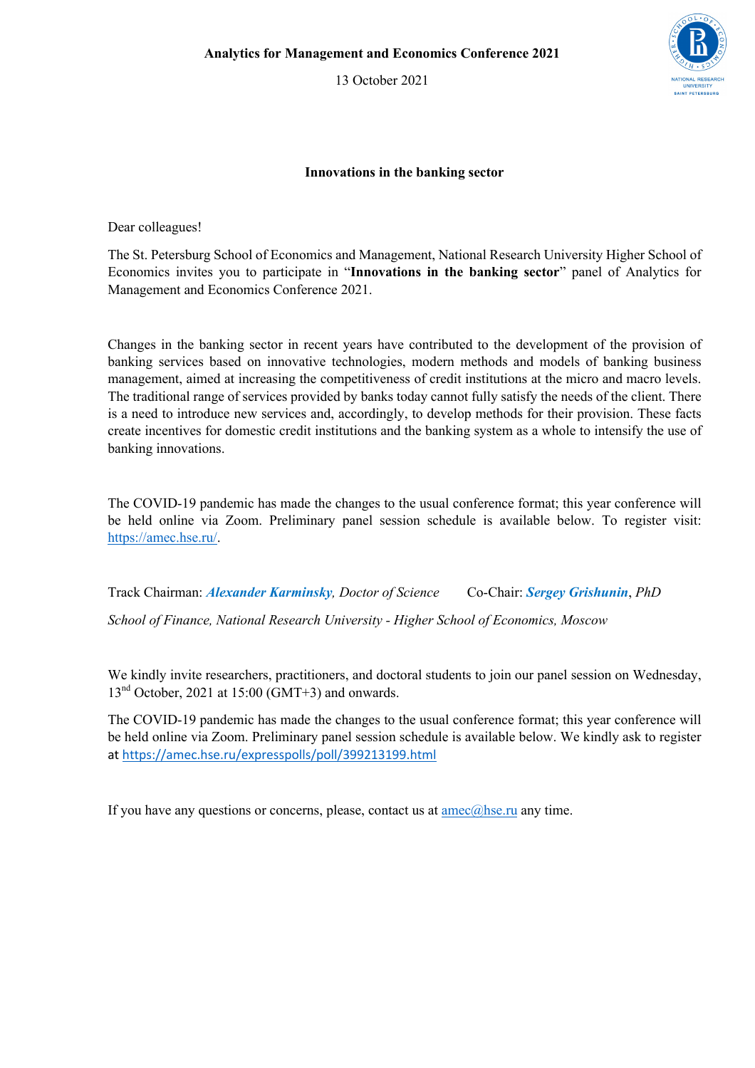**Analytics for Management and Economics Conference 2021**

13 October 2021

## Innovations in the banking sector

Dear colleagues!

The St. Petersburg School of Economics and Management, National Research University Higher School of Economics invites you to participate in "**Innovations in the banking sector**" panel of Analytics for Management and Economics Conference 2021.

Changes in the banking sector in recent years have contributed to the development of the provision of banking services based on innovative technologies, modern methods and models of banking business management, aimed at increasing the competitiveness of credit institutions at the micro and macro levels. The traditional range of services provided by banks today cannot fully satisfy the needs of the client. There is a need to introduce new services and, accordingly, to develop methods for their provision. These facts create incentives for domestic credit institutions and the banking system as a whole to intensify the use of banking innovations.

The COVID-19 pandemic has made the changes to the usual conference format; this year conference will be held online via Zoom. Preliminary panel session schedule is available below. To register visit: https://amec.hse.ru/.

Track Chairman: ***Alexander Karminsky***, *Doctor of Science* Co-Chair: ***Sergey Grishunin***, *PhD*

*School of Finance, National Research University - Higher School of Economics, Moscow*

We kindly invite researchers, practitioners, and doctoral students to join our panel session on Wednesday, 13[nd] October, 2021 at 15:00 (GMT+3) and onwards.

The COVID-19 pandemic has made the changes to the usual conference format; this year conference will be held online via Zoom. Preliminary panel session schedule is available below. We kindly ask to register at https://amec.hse.ru/expresspolls/poll/399213199.html

If you have any questions or concerns, please, contact us at amec@hse.ru any time.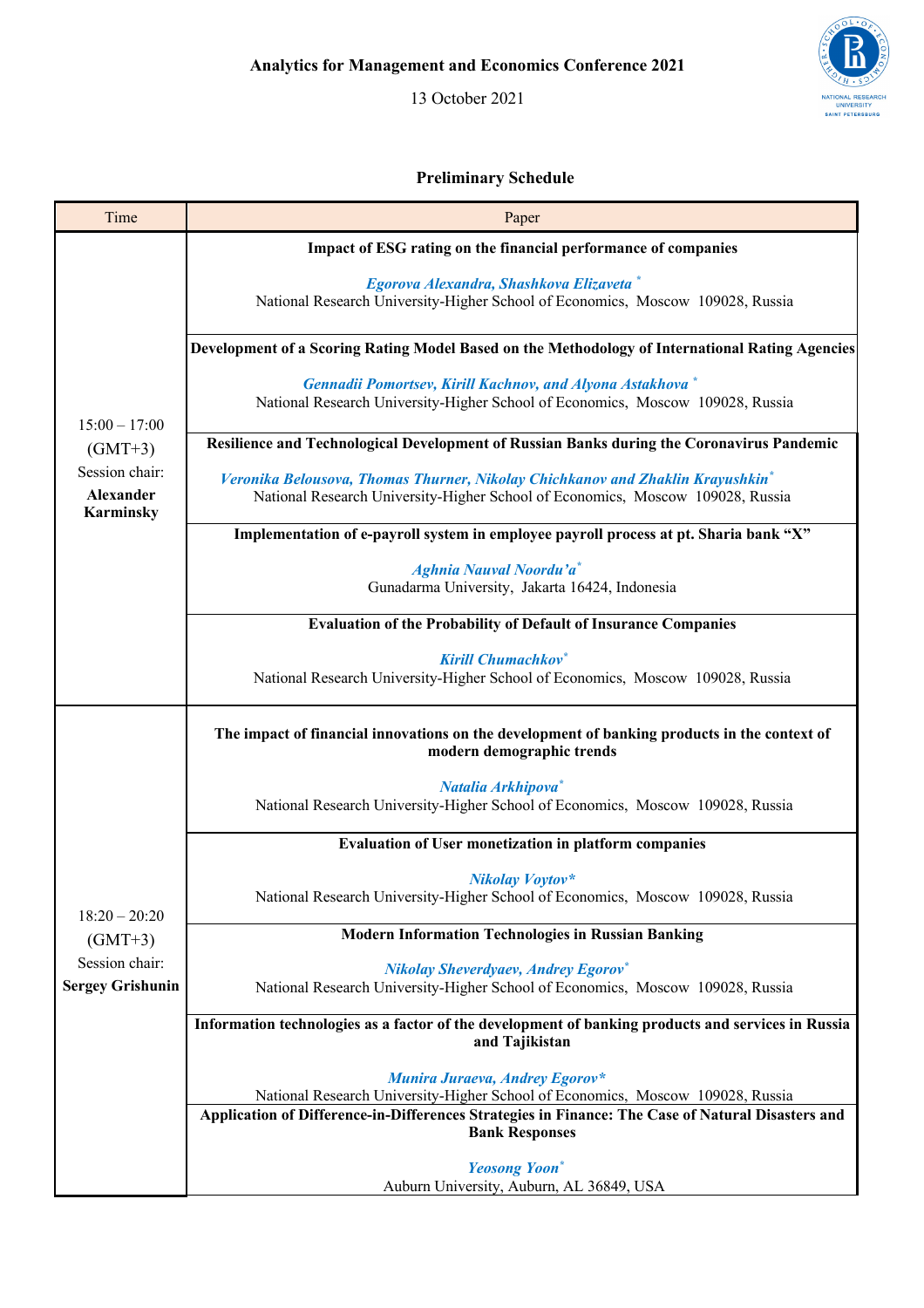**Analytics for Management and Economics Conference 2021**

13 October 2021

**Preliminary Schedule**

| Time | Paper |
|---|---|
| 15:00 – 17:00 (GMT+3) Session chair: **Alexander Karminsky** | **Impact of ESG rating on the financial performance of companies** *Egorova Alexandra, Shashkova Elizaveta* * National Research University-Higher School of Economics, Moscow 109028, Russia |
| | **Development of a Scoring Rating Model Based on the Methodology of International Rating Agencies** *Gennadii Pomortsev, Kirill Kachnov, and Alyona Astakhova* * National Research University-Higher School of Economics, Moscow 109028, Russia |
| | **Resilience and Technological Development of Russian Banks during the Coronavirus Pandemic** *Veronika Belousova, Thomas Thurner, Nikolay Chichkanov and Zhaklin Krayushkin* * National Research University-Higher School of Economics, Moscow 109028, Russia |
| | **Implementation of e-payroll system in employee payroll process at pt. Sharia bank "X"** *Aghnia Nauval Noordu'a* * Gunadarma University, Jakarta 16424, Indonesia |
| | **Evaluation of the Probability of Default of Insurance Companies** *Kirill Chumachkov* * National Research University-Higher School of Economics, Moscow 109028, Russia |
| 18:20 – 20:20 (GMT+3) Session chair: **Sergey Grishunin** | **The impact of financial innovations on the development of banking products in the context of modern demographic trends** *Natalia Arkhipova* * National Research University-Higher School of Economics, Moscow 109028, Russia |
| | **Evaluation of User monetization in platform companies** *Nikolay Voytov** * National Research University-Higher School of Economics, Moscow 109028, Russia |
| | **Modern Information Technologies in Russian Banking** *Nikolay Sheverdyaev, Andrey Egorov* * National Research University-Higher School of Economics, Moscow 109028, Russia |
| | **Information technologies as a factor of the development of banking products and services in Russia and Tajikistan** *Munira Juraeva, Andrey Egorov** * National Research University-Higher School of Economics, Moscow 109028, Russia |
| | **Application of Difference-in-Differences Strategies in Finance: The Case of Natural Disasters and Bank Responses** *Yeosong Yoon* * Auburn University, Auburn, AL 36849, USA |